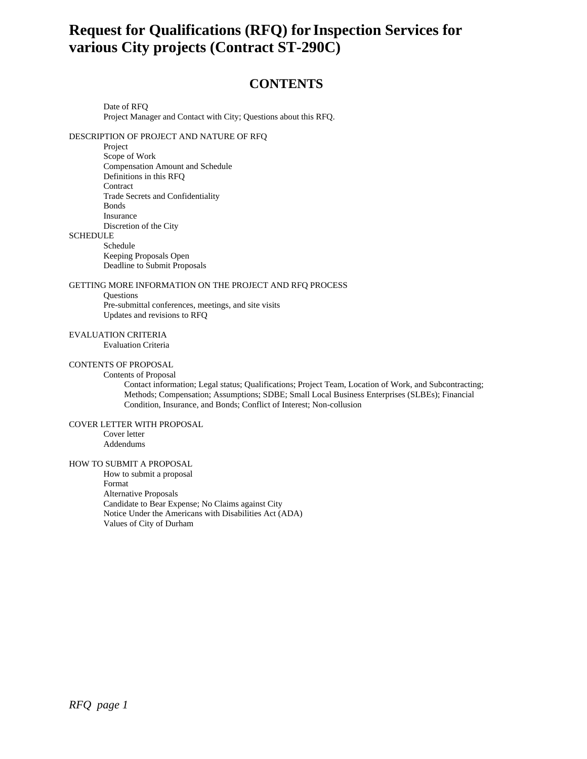# Request for Qualifications (RFQ) for Inspection Services for various City projects (Contract ST-290C)

## CONTENTS

- Date of RFQ
- Project Manager and Contact with City; Questions about this RFQ.

DESCRIPTION OF PROJECT AND NATURE OF RFQ

- Project
- Scope of Work
- Compensation Amount and Schedule
- Definitions in this RFQ
- Contract
- Trade Secrets and Confidentiality
- Bonds
- Insurance
- Discretion of the City

SCHEDULE

- Schedule
- Keeping Proposals Open
- Deadline to Submit Proposals

GETTING MORE INFORMATION ON THE PROJECT AND RFQ PROCESS

- Questions
- Pre-submittal conferences, meetings, and site visits
- Updates and revisions to RFQ

EVALUATION CRITERIA

- Evaluation Criteria

CONTENTS OF PROPOSAL

- Contents of Proposal
  - Contact information; Legal status; Qualifications; Project Team, Location of Work, and Subcontracting; Methods; Compensation; Assumptions; SDBE; Small Local Business Enterprises (SLBEs); Financial Condition, Insurance, and Bonds; Conflict of Interest; Non-collusion

COVER LETTER WITH PROPOSAL

- Cover letter
- Addendums

HOW TO SUBMIT A PROPOSAL

- How to submit a proposal
- Format
- Alternative Proposals
- Candidate to Bear Expense; No Claims against City
- Notice Under the Americans with Disabilities Act (ADA)
- Values of City of Durham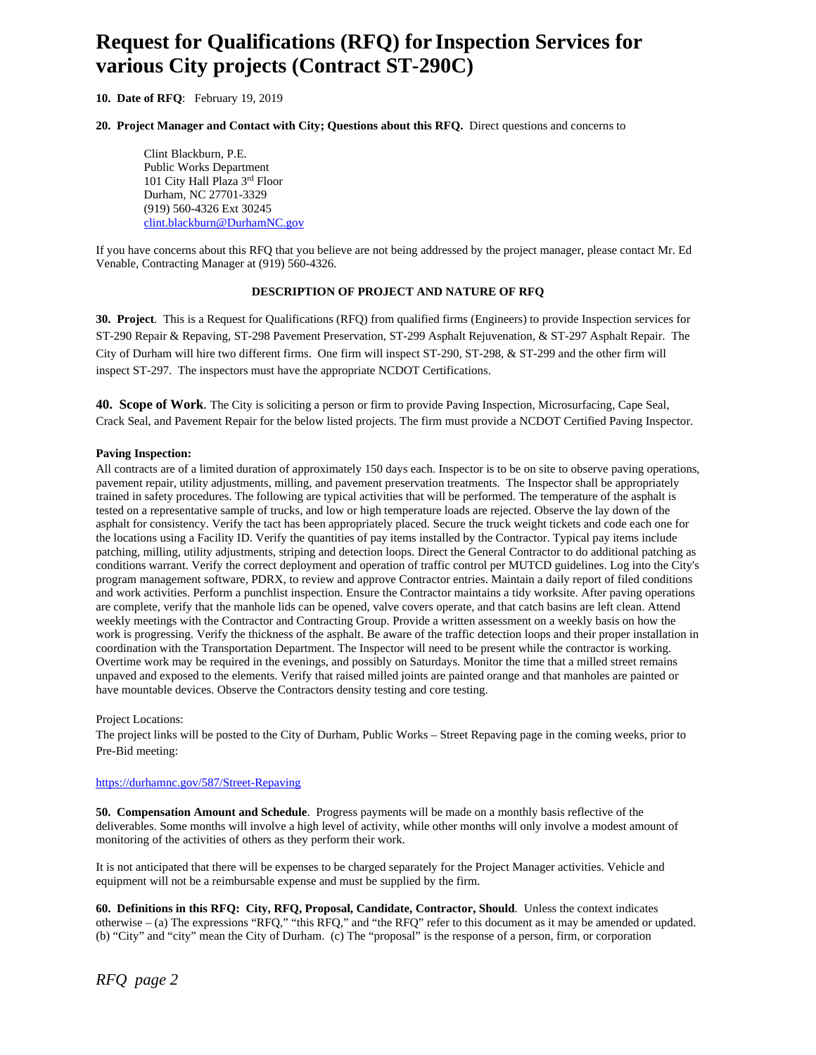# Request for Qualifications (RFQ) for Inspection Services for various City projects (Contract ST-290C)

**10. Date of RFQ**: February 19, 2019

**20. Project Manager and Contact with City; Questions about this RFQ.** Direct questions and concerns to

> Clint Blackburn, P.E.
> Public Works Department
> 101 City Hall Plaza 3rd Floor
> Durham, NC 27701-3329
> (919) 560-4326 Ext 30245
> clint.blackburn@DurhamNC.gov

If you have concerns about this RFQ that you believe are not being addressed by the project manager, please contact Mr. Ed Venable, Contracting Manager at (919) 560-4326.

### DESCRIPTION OF PROJECT AND NATURE OF RFQ

**30. Project**. This is a Request for Qualifications (RFQ) from qualified firms (Engineers) to provide Inspection services for ST-290 Repair & Repaving, ST-298 Pavement Preservation, ST-299 Asphalt Rejuvenation, & ST-297 Asphalt Repair. The City of Durham will hire two different firms. One firm will inspect ST-290, ST-298, & ST-299 and the other firm will inspect ST-297. The inspectors must have the appropriate NCDOT Certifications.

**40. Scope of Work**. The City is soliciting a person or firm to provide Paving Inspection, Microsurfacing, Cape Seal, Crack Seal, and Pavement Repair for the below listed projects. The firm must provide a NCDOT Certified Paving Inspector.

**Paving Inspection:**
All contracts are of a limited duration of approximately 150 days each. Inspector is to be on site to observe paving operations, pavement repair, utility adjustments, milling, and pavement preservation treatments. The Inspector shall be appropriately trained in safety procedures. The following are typical activities that will be performed. The temperature of the asphalt is tested on a representative sample of trucks, and low or high temperature loads are rejected. Observe the lay down of the asphalt for consistency. Verify the tact has been appropriately placed. Secure the truck weight tickets and code each one for the locations using a Facility ID. Verify the quantities of pay items installed by the Contractor. Typical pay items include patching, milling, utility adjustments, striping and detection loops. Direct the General Contractor to do additional patching as conditions warrant. Verify the correct deployment and operation of traffic control per MUTCD guidelines. Log into the City's program management software, PDRX, to review and approve Contractor entries. Maintain a daily report of filed conditions and work activities. Perform a punchlist inspection. Ensure the Contractor maintains a tidy worksite. After paving operations are complete, verify that the manhole lids can be opened, valve covers operate, and that catch basins are left clean. Attend weekly meetings with the Contractor and Contracting Group. Provide a written assessment on a weekly basis on how the work is progressing. Verify the thickness of the asphalt. Be aware of the traffic detection loops and their proper installation in coordination with the Transportation Department. The Inspector will need to be present while the contractor is working. Overtime work may be required in the evenings, and possibly on Saturdays. Monitor the time that a milled street remains unpaved and exposed to the elements. Verify that raised milled joints are painted orange and that manholes are painted or have mountable devices. Observe the Contractors density testing and core testing.

Project Locations:
The project links will be posted to the City of Durham, Public Works – Street Repaving page in the coming weeks, prior to Pre-Bid meeting:

https://durhamnc.gov/587/Street-Repaving

**50. Compensation Amount and Schedule**. Progress payments will be made on a monthly basis reflective of the deliverables. Some months will involve a high level of activity, while other months will only involve a modest amount of monitoring of the activities of others as they perform their work.

It is not anticipated that there will be expenses to be charged separately for the Project Manager activities. Vehicle and equipment will not be a reimbursable expense and must be supplied by the firm.

**60. Definitions in this RFQ: City, RFQ, Proposal, Candidate, Contractor, Should**. Unless the context indicates otherwise – (a) The expressions "RFQ," "this RFQ," and "the RFQ" refer to this document as it may be amended or updated. (b) "City" and "city" mean the City of Durham. (c) The "proposal" is the response of a person, firm, or corporation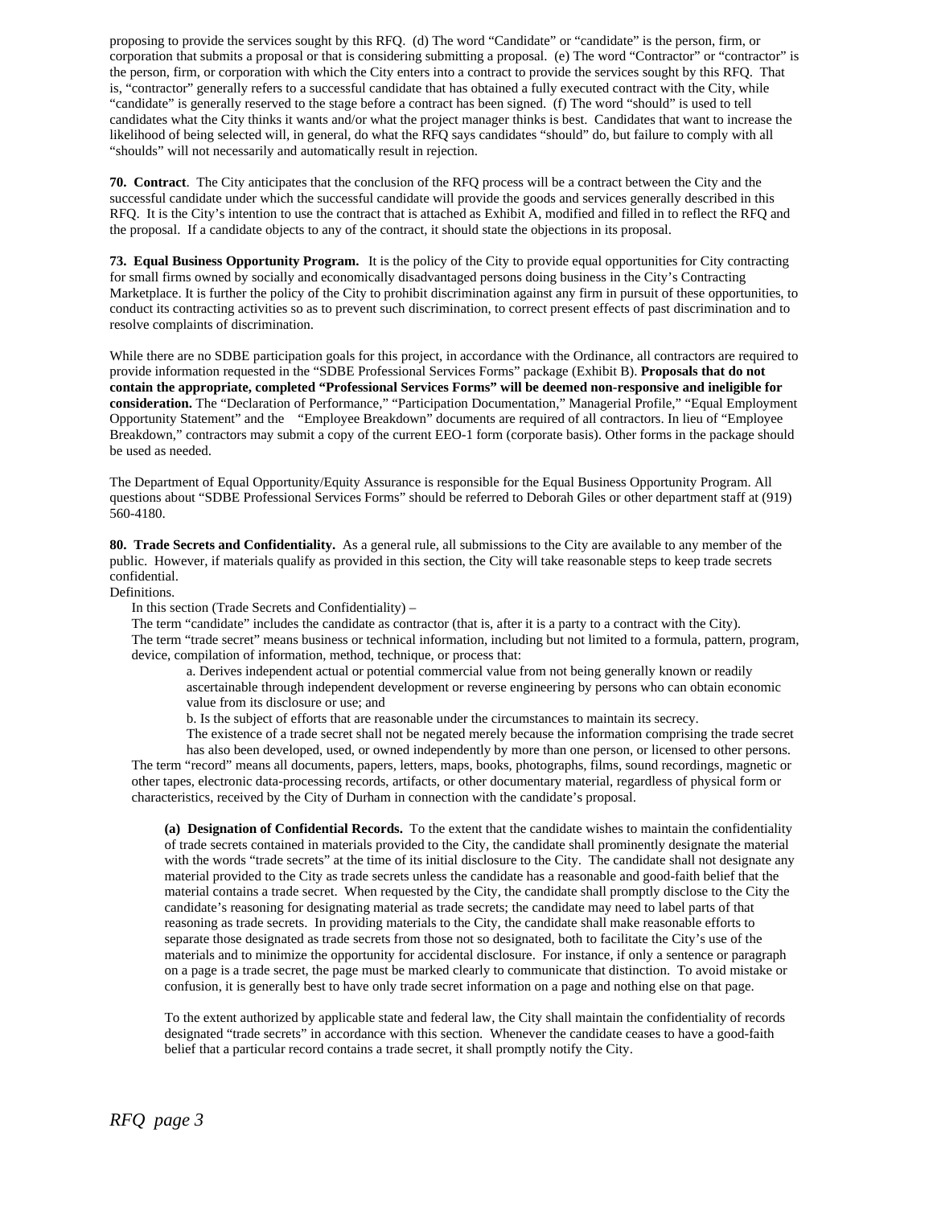proposing to provide the services sought by this RFQ. (d) The word "Candidate" or "candidate" is the person, firm, or corporation that submits a proposal or that is considering submitting a proposal. (e) The word "Contractor" or "contractor" is the person, firm, or corporation with which the City enters into a contract to provide the services sought by this RFQ. That is, "contractor" generally refers to a successful candidate that has obtained a fully executed contract with the City, while "candidate" is generally reserved to the stage before a contract has been signed. (f) The word "should" is used to tell candidates what the City thinks it wants and/or what the project manager thinks is best. Candidates that want to increase the likelihood of being selected will, in general, do what the RFQ says candidates "should" do, but failure to comply with all "shoulds" will not necessarily and automatically result in rejection.

**70. Contract**. The City anticipates that the conclusion of the RFQ process will be a contract between the City and the successful candidate under which the successful candidate will provide the goods and services generally described in this RFQ. It is the City's intention to use the contract that is attached as Exhibit A, modified and filled in to reflect the RFQ and the proposal. If a candidate objects to any of the contract, it should state the objections in its proposal.

**73. Equal Business Opportunity Program.** It is the policy of the City to provide equal opportunities for City contracting for small firms owned by socially and economically disadvantaged persons doing business in the City's Contracting Marketplace. It is further the policy of the City to prohibit discrimination against any firm in pursuit of these opportunities, to conduct its contracting activities so as to prevent such discrimination, to correct present effects of past discrimination and to resolve complaints of discrimination.

While there are no SDBE participation goals for this project, in accordance with the Ordinance, all contractors are required to provide information requested in the "SDBE Professional Services Forms" package (Exhibit B). **Proposals that do not contain the appropriate, completed "Professional Services Forms" will be deemed non-responsive and ineligible for consideration.** The "Declaration of Performance," "Participation Documentation," Managerial Profile," "Equal Employment Opportunity Statement" and the "Employee Breakdown" documents are required of all contractors. In lieu of "Employee Breakdown," contractors may submit a copy of the current EEO-1 form (corporate basis). Other forms in the package should be used as needed.

The Department of Equal Opportunity/Equity Assurance is responsible for the Equal Business Opportunity Program. All questions about "SDBE Professional Services Forms" should be referred to Deborah Giles or other department staff at (919) 560-4180.

**80. Trade Secrets and Confidentiality.** As a general rule, all submissions to the City are available to any member of the public. However, if materials qualify as provided in this section, the City will take reasonable steps to keep trade secrets confidential.

Definitions.

In this section (Trade Secrets and Confidentiality) –

The term "candidate" includes the candidate as contractor (that is, after it is a party to a contract with the City).

The term "trade secret" means business or technical information, including but not limited to a formula, pattern, program, device, compilation of information, method, technique, or process that:

a. Derives independent actual or potential commercial value from not being generally known or readily ascertainable through independent development or reverse engineering by persons who can obtain economic value from its disclosure or use; and

b. Is the subject of efforts that are reasonable under the circumstances to maintain its secrecy.

The existence of a trade secret shall not be negated merely because the information comprising the trade secret has also been developed, used, or owned independently by more than one person, or licensed to other persons.

The term "record" means all documents, papers, letters, maps, books, photographs, films, sound recordings, magnetic or other tapes, electronic data-processing records, artifacts, or other documentary material, regardless of physical form or characteristics, received by the City of Durham in connection with the candidate's proposal.

**(a) Designation of Confidential Records.** To the extent that the candidate wishes to maintain the confidentiality of trade secrets contained in materials provided to the City, the candidate shall prominently designate the material with the words "trade secrets" at the time of its initial disclosure to the City. The candidate shall not designate any material provided to the City as trade secrets unless the candidate has a reasonable and good-faith belief that the material contains a trade secret. When requested by the City, the candidate shall promptly disclose to the City the candidate's reasoning for designating material as trade secrets; the candidate may need to label parts of that reasoning as trade secrets. In providing materials to the City, the candidate shall make reasonable efforts to separate those designated as trade secrets from those not so designated, both to facilitate the City's use of the materials and to minimize the opportunity for accidental disclosure. For instance, if only a sentence or paragraph on a page is a trade secret, the page must be marked clearly to communicate that distinction. To avoid mistake or confusion, it is generally best to have only trade secret information on a page and nothing else on that page.

To the extent authorized by applicable state and federal law, the City shall maintain the confidentiality of records designated "trade secrets" in accordance with this section. Whenever the candidate ceases to have a good-faith belief that a particular record contains a trade secret, it shall promptly notify the City.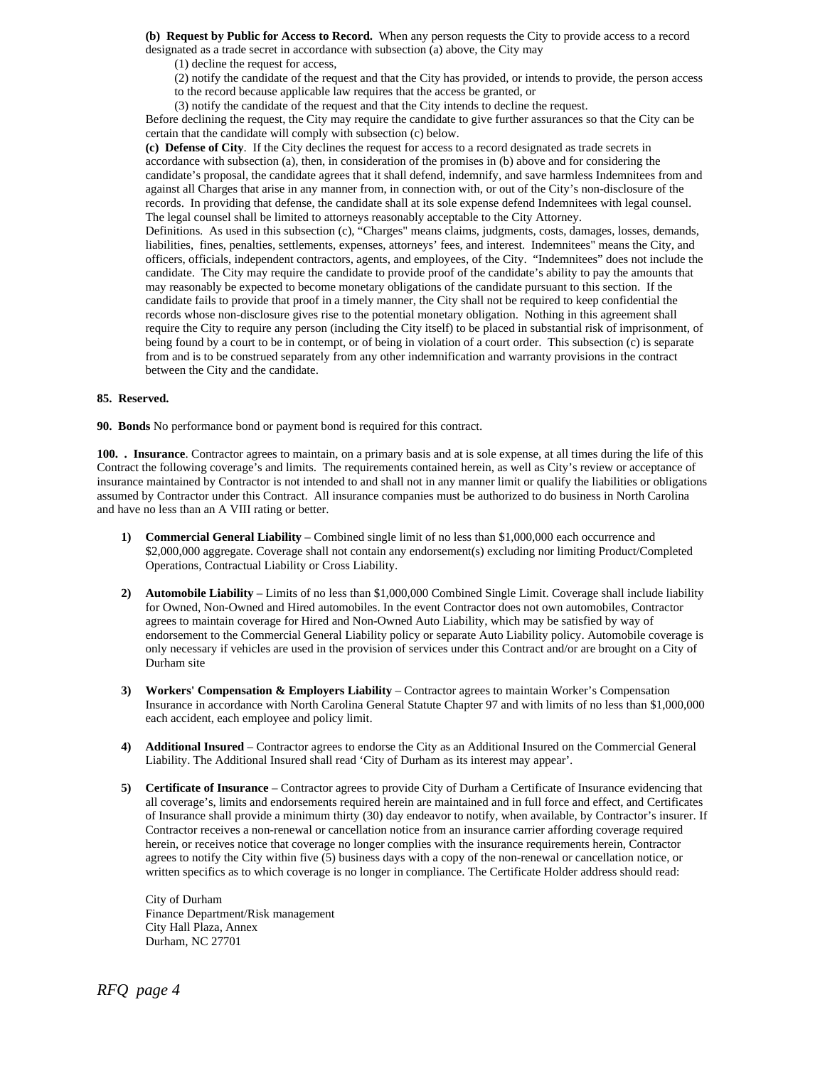**(b) Request by Public for Access to Record.** When any person requests the City to provide access to a record designated as a trade secret in accordance with subsection (a) above, the City may

(1) decline the request for access,

(2) notify the candidate of the request and that the City has provided, or intends to provide, the person access to the record because applicable law requires that the access be granted, or

(3) notify the candidate of the request and that the City intends to decline the request.

Before declining the request, the City may require the candidate to give further assurances so that the City can be certain that the candidate will comply with subsection (c) below.

**(c) Defense of City**. If the City declines the request for access to a record designated as trade secrets in accordance with subsection (a), then, in consideration of the promises in (b) above and for considering the candidate's proposal, the candidate agrees that it shall defend, indemnify, and save harmless Indemnitees from and against all Charges that arise in any manner from, in connection with, or out of the City's non-disclosure of the records. In providing that defense, the candidate shall at its sole expense defend Indemnitees with legal counsel. The legal counsel shall be limited to attorneys reasonably acceptable to the City Attorney.

Definitions. As used in this subsection (c), "Charges" means claims, judgments, costs, damages, losses, demands, liabilities, fines, penalties, settlements, expenses, attorneys' fees, and interest. Indemnitees" means the City, and officers, officials, independent contractors, agents, and employees, of the City. "Indemnitees" does not include the candidate. The City may require the candidate to provide proof of the candidate's ability to pay the amounts that may reasonably be expected to become monetary obligations of the candidate pursuant to this section. If the candidate fails to provide that proof in a timely manner, the City shall not be required to keep confidential the records whose non-disclosure gives rise to the potential monetary obligation. Nothing in this agreement shall require the City to require any person (including the City itself) to be placed in substantial risk of imprisonment, of being found by a court to be in contempt, or of being in violation of a court order. This subsection (c) is separate from and is to be construed separately from any other indemnification and warranty provisions in the contract between the City and the candidate.

**85. Reserved.**

**90. Bonds** No performance bond or payment bond is required for this contract.

**100. . Insurance**. Contractor agrees to maintain, on a primary basis and at is sole expense, at all times during the life of this Contract the following coverage's and limits. The requirements contained herein, as well as City's review or acceptance of insurance maintained by Contractor is not intended to and shall not in any manner limit or qualify the liabilities or obligations assumed by Contractor under this Contract. All insurance companies must be authorized to do business in North Carolina and have no less than an A VIII rating or better.

1) **Commercial General Liability** – Combined single limit of no less than $1,000,000 each occurrence and $2,000,000 aggregate. Coverage shall not contain any endorsement(s) excluding nor limiting Product/Completed Operations, Contractual Liability or Cross Liability.

2) **Automobile Liability** – Limits of no less than $1,000,000 Combined Single Limit. Coverage shall include liability for Owned, Non-Owned and Hired automobiles. In the event Contractor does not own automobiles, Contractor agrees to maintain coverage for Hired and Non-Owned Auto Liability, which may be satisfied by way of endorsement to the Commercial General Liability policy or separate Auto Liability policy. Automobile coverage is only necessary if vehicles are used in the provision of services under this Contract and/or are brought on a City of Durham site

3) **Workers' Compensation & Employers Liability** – Contractor agrees to maintain Worker's Compensation Insurance in accordance with North Carolina General Statute Chapter 97 and with limits of no less than $1,000,000 each accident, each employee and policy limit.

4) **Additional Insured** – Contractor agrees to endorse the City as an Additional Insured on the Commercial General Liability. The Additional Insured shall read 'City of Durham as its interest may appear'.

5) **Certificate of Insurance** – Contractor agrees to provide City of Durham a Certificate of Insurance evidencing that all coverage's, limits and endorsements required herein are maintained and in full force and effect, and Certificates of Insurance shall provide a minimum thirty (30) day endeavor to notify, when available, by Contractor's insurer. If Contractor receives a non-renewal or cancellation notice from an insurance carrier affording coverage required herein, or receives notice that coverage no longer complies with the insurance requirements herein, Contractor agrees to notify the City within five (5) business days with a copy of the non-renewal or cancellation notice, or written specifics as to which coverage is no longer in compliance. The Certificate Holder address should read:

   City of Durham
   Finance Department/Risk management
   City Hall Plaza, Annex
   Durham, NC 27701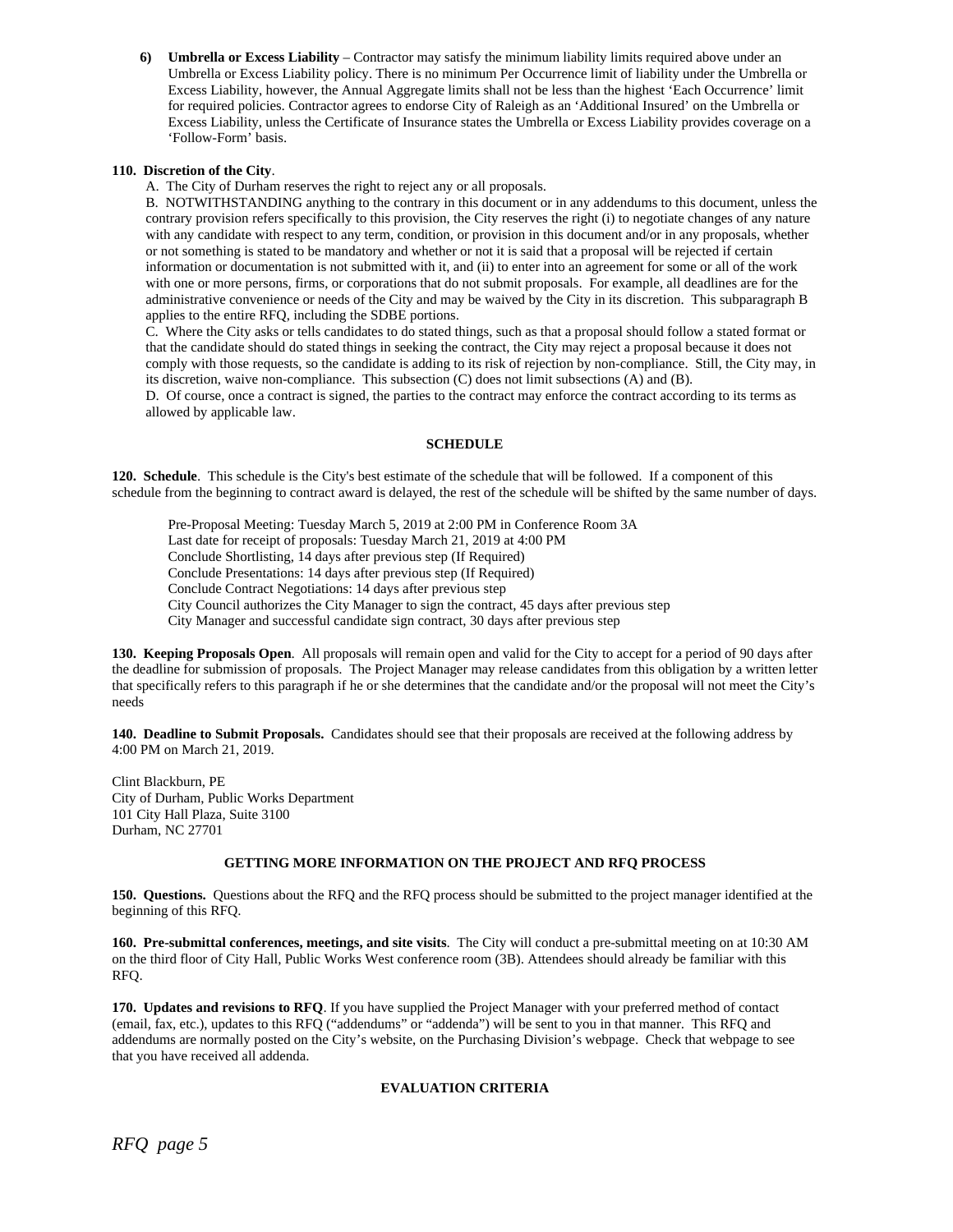6) **Umbrella or Excess Liability** – Contractor may satisfy the minimum liability limits required above under an Umbrella or Excess Liability policy. There is no minimum Per Occurrence limit of liability under the Umbrella or Excess Liability, however, the Annual Aggregate limits shall not be less than the highest 'Each Occurrence' limit for required policies. Contractor agrees to endorse City of Raleigh as an 'Additional Insured' on the Umbrella or Excess Liability, unless the Certificate of Insurance states the Umbrella or Excess Liability provides coverage on a 'Follow-Form' basis.

**110. Discretion of the City**.

A. The City of Durham reserves the right to reject any or all proposals.

B. NOTWITHSTANDING anything to the contrary in this document or in any addendums to this document, unless the contrary provision refers specifically to this provision, the City reserves the right (i) to negotiate changes of any nature with any candidate with respect to any term, condition, or provision in this document and/or in any proposals, whether or not something is stated to be mandatory and whether or not it is said that a proposal will be rejected if certain information or documentation is not submitted with it, and (ii) to enter into an agreement for some or all of the work with one or more persons, firms, or corporations that do not submit proposals. For example, all deadlines are for the administrative convenience or needs of the City and may be waived by the City in its discretion. This subparagraph B applies to the entire RFQ, including the SDBE portions.

C. Where the City asks or tells candidates to do stated things, such as that a proposal should follow a stated format or that the candidate should do stated things in seeking the contract, the City may reject a proposal because it does not comply with those requests, so the candidate is adding to its risk of rejection by non-compliance. Still, the City may, in its discretion, waive non-compliance. This subsection (C) does not limit subsections (A) and (B).

D. Of course, once a contract is signed, the parties to the contract may enforce the contract according to its terms as allowed by applicable law.

## SCHEDULE

**120. Schedule**. This schedule is the City's best estimate of the schedule that will be followed. If a component of this schedule from the beginning to contract award is delayed, the rest of the schedule will be shifted by the same number of days.

Pre-Proposal Meeting: Tuesday March 5, 2019 at 2:00 PM in Conference Room 3A
Last date for receipt of proposals: Tuesday March 21, 2019 at 4:00 PM
Conclude Shortlisting, 14 days after previous step (If Required)
Conclude Presentations: 14 days after previous step (If Required)
Conclude Contract Negotiations: 14 days after previous step
City Council authorizes the City Manager to sign the contract, 45 days after previous step
City Manager and successful candidate sign contract, 30 days after previous step

**130. Keeping Proposals Open**. All proposals will remain open and valid for the City to accept for a period of 90 days after the deadline for submission of proposals. The Project Manager may release candidates from this obligation by a written letter that specifically refers to this paragraph if he or she determines that the candidate and/or the proposal will not meet the City's needs

**140. Deadline to Submit Proposals.** Candidates should see that their proposals are received at the following address by 4:00 PM on March 21, 2019.

Clint Blackburn, PE
City of Durham, Public Works Department
101 City Hall Plaza, Suite 3100
Durham, NC 27701

## GETTING MORE INFORMATION ON THE PROJECT AND RFQ PROCESS

**150. Questions.** Questions about the RFQ and the RFQ process should be submitted to the project manager identified at the beginning of this RFQ.

**160. Pre-submittal conferences, meetings, and site visits**. The City will conduct a pre-submittal meeting on at 10:30 AM on the third floor of City Hall, Public Works West conference room (3B). Attendees should already be familiar with this RFQ.

**170. Updates and revisions to RFQ**. If you have supplied the Project Manager with your preferred method of contact (email, fax, etc.), updates to this RFQ ("addendums" or "addenda") will be sent to you in that manner. This RFQ and addendums are normally posted on the City's website, on the Purchasing Division's webpage. Check that webpage to see that you have received all addenda.

## EVALUATION CRITERIA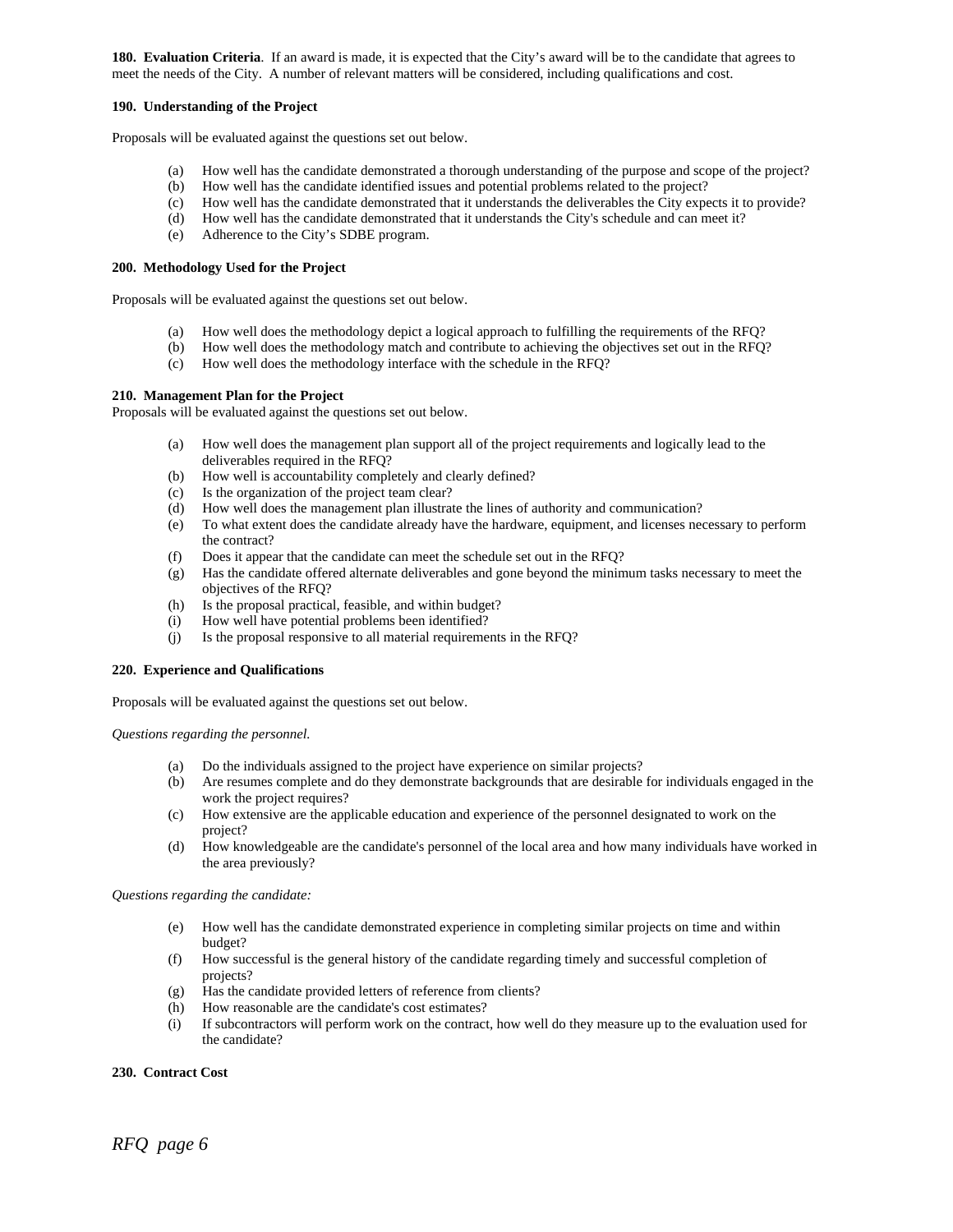**180. Evaluation Criteria**. If an award is made, it is expected that the City's award will be to the candidate that agrees to meet the needs of the City. A number of relevant matters will be considered, including qualifications and cost.

**190. Understanding of the Project**

Proposals will be evaluated against the questions set out below.

(a) How well has the candidate demonstrated a thorough understanding of the purpose and scope of the project?
(b) How well has the candidate identified issues and potential problems related to the project?
(c) How well has the candidate demonstrated that it understands the deliverables the City expects it to provide?
(d) How well has the candidate demonstrated that it understands the City's schedule and can meet it?
(e) Adherence to the City's SDBE program.

**200. Methodology Used for the Project**

Proposals will be evaluated against the questions set out below.

(a) How well does the methodology depict a logical approach to fulfilling the requirements of the RFQ?
(b) How well does the methodology match and contribute to achieving the objectives set out in the RFQ?
(c) How well does the methodology interface with the schedule in the RFQ?

**210. Management Plan for the Project**

Proposals will be evaluated against the questions set out below.

(a) How well does the management plan support all of the project requirements and logically lead to the deliverables required in the RFQ?
(b) How well is accountability completely and clearly defined?
(c) Is the organization of the project team clear?
(d) How well does the management plan illustrate the lines of authority and communication?
(e) To what extent does the candidate already have the hardware, equipment, and licenses necessary to perform the contract?
(f) Does it appear that the candidate can meet the schedule set out in the RFQ?
(g) Has the candidate offered alternate deliverables and gone beyond the minimum tasks necessary to meet the objectives of the RFQ?
(h) Is the proposal practical, feasible, and within budget?
(i) How well have potential problems been identified?
(j) Is the proposal responsive to all material requirements in the RFQ?

**220. Experience and Qualifications**

Proposals will be evaluated against the questions set out below.

*Questions regarding the personnel.*

(a) Do the individuals assigned to the project have experience on similar projects?
(b) Are resumes complete and do they demonstrate backgrounds that are desirable for individuals engaged in the work the project requires?
(c) How extensive are the applicable education and experience of the personnel designated to work on the project?
(d) How knowledgeable are the candidate's personnel of the local area and how many individuals have worked in the area previously?

*Questions regarding the candidate:*

(e) How well has the candidate demonstrated experience in completing similar projects on time and within budget?
(f) How successful is the general history of the candidate regarding timely and successful completion of projects?
(g) Has the candidate provided letters of reference from clients?
(h) How reasonable are the candidate's cost estimates?
(i) If subcontractors will perform work on the contract, how well do they measure up to the evaluation used for the candidate?

**230. Contract Cost**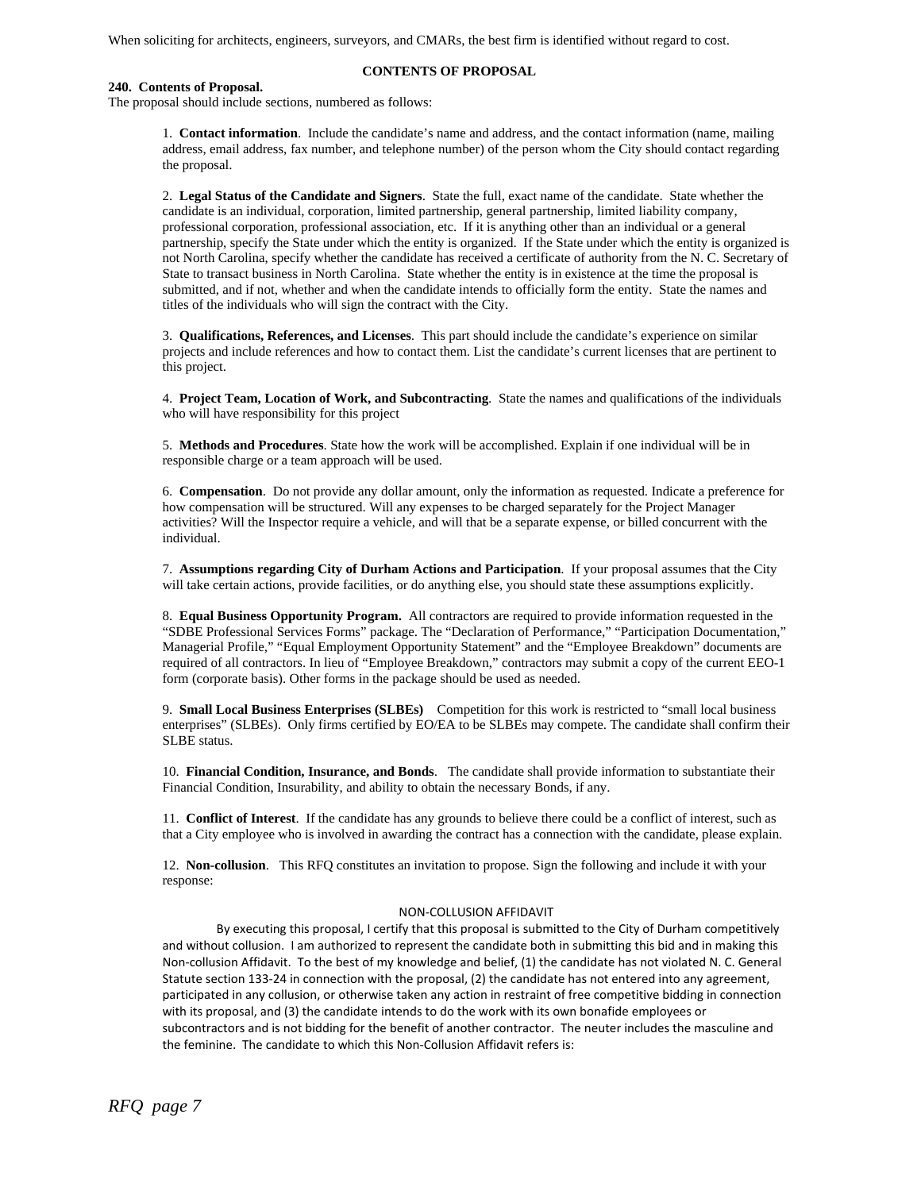When soliciting for architects, engineers, surveyors, and CMARs, the best firm is identified without regard to cost.

## CONTENTS OF PROPOSAL

**240. Contents of Proposal.**
The proposal should include sections, numbered as follows:

1. **Contact information**. Include the candidate's name and address, and the contact information (name, mailing address, email address, fax number, and telephone number) of the person whom the City should contact regarding the proposal.

2. **Legal Status of the Candidate and Signers**. State the full, exact name of the candidate. State whether the candidate is an individual, corporation, limited partnership, general partnership, limited liability company, professional corporation, professional association, etc. If it is anything other than an individual or a general partnership, specify the State under which the entity is organized. If the State under which the entity is organized is not North Carolina, specify whether the candidate has received a certificate of authority from the N. C. Secretary of State to transact business in North Carolina. State whether the entity is in existence at the time the proposal is submitted, and if not, whether and when the candidate intends to officially form the entity. State the names and titles of the individuals who will sign the contract with the City.

3. **Qualifications, References, and Licenses**. This part should include the candidate's experience on similar projects and include references and how to contact them. List the candidate's current licenses that are pertinent to this project.

4. **Project Team, Location of Work, and Subcontracting**. State the names and qualifications of the individuals who will have responsibility for this project

5. **Methods and Procedures**. State how the work will be accomplished. Explain if one individual will be in responsible charge or a team approach will be used.

6. **Compensation**. Do not provide any dollar amount, only the information as requested. Indicate a preference for how compensation will be structured. Will any expenses to be charged separately for the Project Manager activities? Will the Inspector require a vehicle, and will that be a separate expense, or billed concurrent with the individual.

7. **Assumptions regarding City of Durham Actions and Participation**. If your proposal assumes that the City will take certain actions, provide facilities, or do anything else, you should state these assumptions explicitly.

8. **Equal Business Opportunity Program.** All contractors are required to provide information requested in the "SDBE Professional Services Forms" package. The "Declaration of Performance," "Participation Documentation," Managerial Profile," "Equal Employment Opportunity Statement" and the "Employee Breakdown" documents are required of all contractors. In lieu of "Employee Breakdown," contractors may submit a copy of the current EEO-1 form (corporate basis). Other forms in the package should be used as needed.

9. **Small Local Business Enterprises (SLBEs)** Competition for this work is restricted to "small local business enterprises" (SLBEs). Only firms certified by EO/EA to be SLBEs may compete. The candidate shall confirm their SLBE status.

10. **Financial Condition, Insurance, and Bonds**. The candidate shall provide information to substantiate their Financial Condition, Insurability, and ability to obtain the necessary Bonds, if any.

11. **Conflict of Interest**. If the candidate has any grounds to believe there could be a conflict of interest, such as that a City employee who is involved in awarding the contract has a connection with the candidate, please explain.

12. **Non-collusion**. This RFQ constitutes an invitation to propose. Sign the following and include it with your response:

NON-COLLUSION AFFIDAVIT

By executing this proposal, I certify that this proposal is submitted to the City of Durham competitively and without collusion. I am authorized to represent the candidate both in submitting this bid and in making this Non-collusion Affidavit. To the best of my knowledge and belief, (1) the candidate has not violated N. C. General Statute section 133-24 in connection with the proposal, (2) the candidate has not entered into any agreement, participated in any collusion, or otherwise taken any action in restraint of free competitive bidding in connection with its proposal, and (3) the candidate intends to do the work with its own bonafide employees or subcontractors and is not bidding for the benefit of another contractor. The neuter includes the masculine and the feminine. The candidate to which this Non-Collusion Affidavit refers is: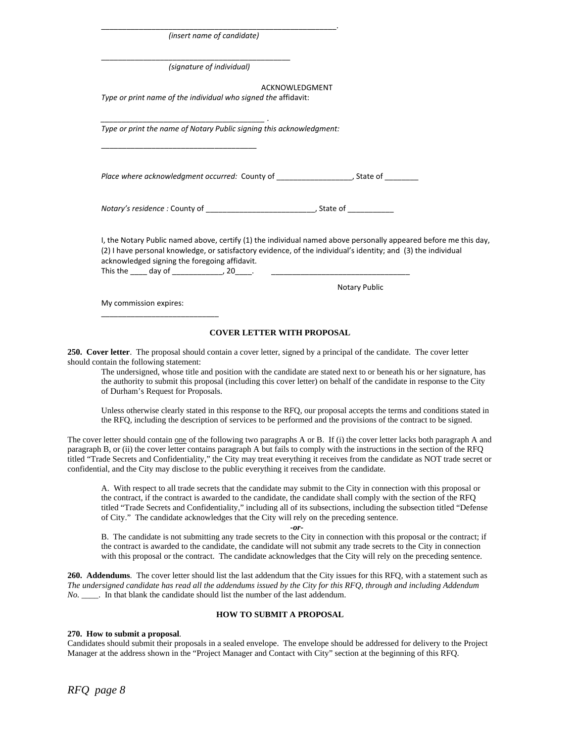\_\_\_\_\_\_\_\_\_\_\_\_\_\_\_\_\_\_\_\_\_\_\_\_\_\_\_\_\_\_\_\_\_\_\_\_\_\_\_\_\_\_\_\_\_\_\_\_\_\_\_\_\_\_\_\_\_\_.
*(insert name of candidate)*

\_\_\_\_\_\_\_\_\_\_\_\_\_\_\_\_\_\_\_\_\_\_\_\_\_\_\_\_\_\_\_\_\_\_\_\_\_\_\_\_\_\_\_\_\_\_\_
*(signature of individual)*

ACKNOWLEDGMENT

*Type or print name of the individual who signed the* affidavit:

\_\_\_\_\_\_\_\_\_\_\_\_\_\_\_\_\_\_\_\_\_\_\_\_\_\_\_\_\_\_\_\_\_\_\_\_\_\_\_\_ .

*Type or print the name of Notary Public signing this acknowledgment:*

\_\_\_\_\_\_\_\_\_\_\_\_\_\_\_\_\_\_\_\_\_\_\_\_\_\_\_\_\_\_\_\_\_\_\_\_\_\_\_

*Place where acknowledgment occurred:* County of \_\_\_\_\_\_\_\_\_\_\_\_\_\_\_\_\_\_, State of \_\_\_\_\_\_\_\_

*Notary's residence :* County of \_\_\_\_\_\_\_\_\_\_\_\_\_\_\_\_\_\_\_\_\_\_\_\_\_\_, State of \_\_\_\_\_\_\_\_\_\_\_

I, the Notary Public named above, certify (1) the individual named above personally appeared before me this day, (2) I have personal knowledge, or satisfactory evidence, of the individual's identity; and (3) the individual acknowledged signing the foregoing affidavit.
This the \_\_\_\_ day of \_\_\_\_\_\_\_\_\_\_\_\_, 20\_\_\_\_. \_\_\_\_\_\_\_\_\_\_\_\_\_\_\_\_\_\_\_\_\_\_\_\_\_\_\_\_\_\_\_\_\_\_

Notary Public

My commission expires:
\_\_\_\_\_\_\_\_\_\_\_\_\_\_\_\_\_\_\_\_\_\_\_\_\_\_\_\_\_

## COVER LETTER WITH PROPOSAL

**250. Cover letter**. The proposal should contain a cover letter, signed by a principal of the candidate. The cover letter should contain the following statement:

> The undersigned, whose title and position with the candidate are stated next to or beneath his or her signature, has the authority to submit this proposal (including this cover letter) on behalf of the candidate in response to the City of Durham's Request for Proposals.
>
> Unless otherwise clearly stated in this response to the RFQ, our proposal accepts the terms and conditions stated in the RFQ, including the description of services to be performed and the provisions of the contract to be signed.

The cover letter should contain one of the following two paragraphs A or B. If (i) the cover letter lacks both paragraph A and paragraph B, or (ii) the cover letter contains paragraph A but fails to comply with the instructions in the section of the RFQ titled "Trade Secrets and Confidentiality," the City may treat everything it receives from the candidate as NOT trade secret or confidential, and the City may disclose to the public everything it receives from the candidate.

> A. With respect to all trade secrets that the candidate may submit to the City in connection with this proposal or the contract, if the contract is awarded to the candidate, the candidate shall comply with the section of the RFQ titled "Trade Secrets and Confidentiality," including all of its subsections, including the subsection titled "Defense of City." The candidate acknowledges that the City will rely on the preceding sentence.
>
> ***-or-***
>
> B. The candidate is not submitting any trade secrets to the City in connection with this proposal or the contract; if the contract is awarded to the candidate, the candidate will not submit any trade secrets to the City in connection with this proposal or the contract. The candidate acknowledges that the City will rely on the preceding sentence.

**260. Addendums**. The cover letter should list the last addendum that the City issues for this RFQ, with a statement such as *The undersigned candidate has read all the addendums issued by the City for this RFQ, through and including Addendum No.* \_\_\_\_. In that blank the candidate should list the number of the last addendum.

## HOW TO SUBMIT A PROPOSAL

**270. How to submit a proposal**.
Candidates should submit their proposals in a sealed envelope. The envelope should be addressed for delivery to the Project Manager at the address shown in the "Project Manager and Contact with City" section at the beginning of this RFQ.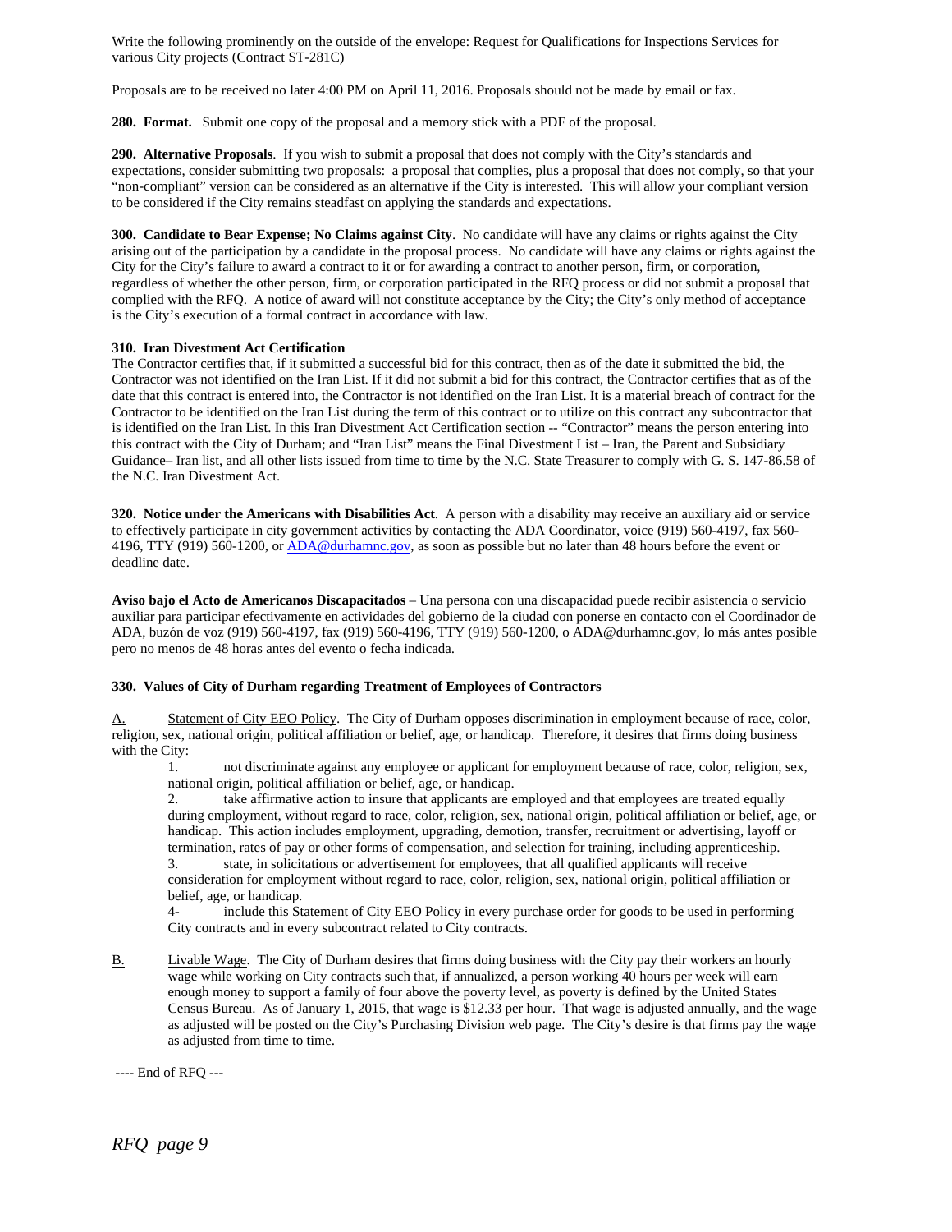Write the following prominently on the outside of the envelope: Request for Qualifications for Inspections Services for various City projects (Contract ST-281C)

Proposals are to be received no later 4:00 PM on April 11, 2016. Proposals should not be made by email or fax.

**280. Format.** Submit one copy of the proposal and a memory stick with a PDF of the proposal.

**290. Alternative Proposals**. If you wish to submit a proposal that does not comply with the City's standards and expectations, consider submitting two proposals: a proposal that complies, plus a proposal that does not comply, so that your "non-compliant" version can be considered as an alternative if the City is interested. This will allow your compliant version to be considered if the City remains steadfast on applying the standards and expectations.

**300. Candidate to Bear Expense; No Claims against City**. No candidate will have any claims or rights against the City arising out of the participation by a candidate in the proposal process. No candidate will have any claims or rights against the City for the City's failure to award a contract to it or for awarding a contract to another person, firm, or corporation, regardless of whether the other person, firm, or corporation participated in the RFQ process or did not submit a proposal that complied with the RFQ. A notice of award will not constitute acceptance by the City; the City's only method of acceptance is the City's execution of a formal contract in accordance with law.

**310. Iran Divestment Act Certification**

The Contractor certifies that, if it submitted a successful bid for this contract, then as of the date it submitted the bid, the Contractor was not identified on the Iran List. If it did not submit a bid for this contract, the Contractor certifies that as of the date that this contract is entered into, the Contractor is not identified on the Iran List. It is a material breach of contract for the Contractor to be identified on the Iran List during the term of this contract or to utilize on this contract any subcontractor that is identified on the Iran List. In this Iran Divestment Act Certification section -- "Contractor" means the person entering into this contract with the City of Durham; and "Iran List" means the Final Divestment List – Iran, the Parent and Subsidiary Guidance– Iran list, and all other lists issued from time to time by the N.C. State Treasurer to comply with G. S. 147-86.58 of the N.C. Iran Divestment Act.

**320. Notice under the Americans with Disabilities Act**. A person with a disability may receive an auxiliary aid or service to effectively participate in city government activities by contacting the ADA Coordinator, voice (919) 560-4197, fax 560-4196, TTY (919) 560-1200, or ADA@durhamnc.gov, as soon as possible but no later than 48 hours before the event or deadline date.

**Aviso bajo el Acto de Americanos Discapacitados** – Una persona con una discapacidad puede recibir asistencia o servicio auxiliar para participar efectivamente en actividades del gobierno de la ciudad con ponerse en contacto con el Coordinador de ADA, buzón de voz (919) 560-4197, fax (919) 560-4196, TTY (919) 560-1200, o ADA@durhamnc.gov, lo más antes posible pero no menos de 48 horas antes del evento o fecha indicada.

**330. Values of City of Durham regarding Treatment of Employees of Contractors**

A. Statement of City EEO Policy. The City of Durham opposes discrimination in employment because of race, color, religion, sex, national origin, political affiliation or belief, age, or handicap. Therefore, it desires that firms doing business with the City:

1. not discriminate against any employee or applicant for employment because of race, color, religion, sex, national origin, political affiliation or belief, age, or handicap.
2. take affirmative action to insure that applicants are employed and that employees are treated equally during employment, without regard to race, color, religion, sex, national origin, political affiliation or belief, age, or handicap. This action includes employment, upgrading, demotion, transfer, recruitment or advertising, layoff or termination, rates of pay or other forms of compensation, and selection for training, including apprenticeship.
3. state, in solicitations or advertisement for employees, that all qualified applicants will receive consideration for employment without regard to race, color, religion, sex, national origin, political affiliation or belief, age, or handicap.
4- include this Statement of City EEO Policy in every purchase order for goods to be used in performing City contracts and in every subcontract related to City contracts.

B. Livable Wage. The City of Durham desires that firms doing business with the City pay their workers an hourly wage while working on City contracts such that, if annualized, a person working 40 hours per week will earn enough money to support a family of four above the poverty level, as poverty is defined by the United States Census Bureau. As of January 1, 2015, that wage is $12.33 per hour. That wage is adjusted annually, and the wage as adjusted will be posted on the City's Purchasing Division web page. The City's desire is that firms pay the wage as adjusted from time to time.

---- End of RFQ ---